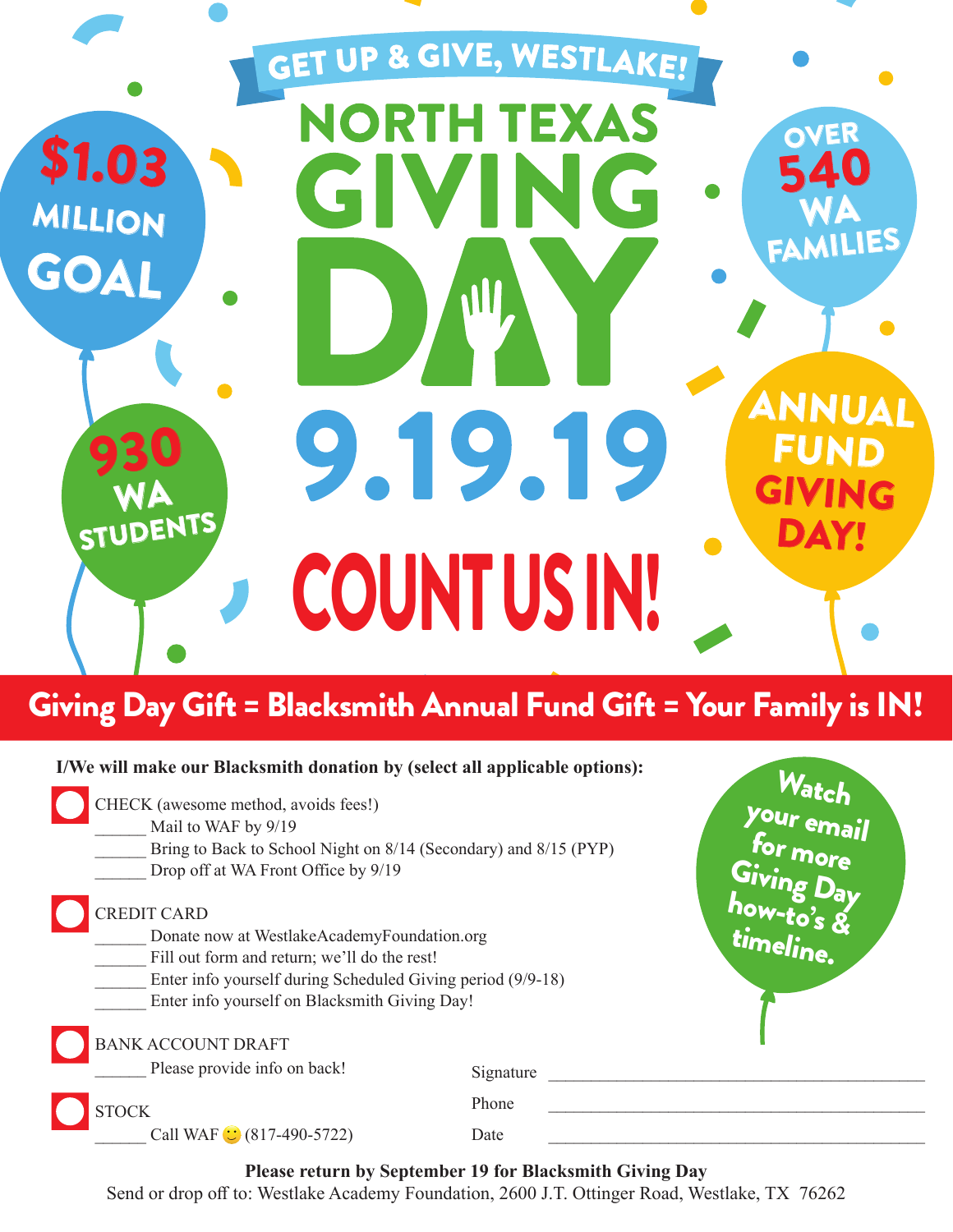GET UP & GIVE, WESTLAKE!

# NORTH TEXAS GIVING DAY

# 9.19.19

# COUNT US IN!

$1.03 MILLION GOAL

930 WA STUDENTS

OVER 540 WA FAMILIES

ANNUAL FUND GIVING DAY!

## Giving Day Gift = Blacksmith Annual Fund Gift = Your Family is IN!

**I/We will make our Blacksmith donation by (select all applicable options):**

CHECK (awesome method, avoids fees!)

______ Mail to WAF by 9/19
______ Bring to Back to School Night on 8/14 (Secondary) and 8/15 (PYP)
______ Drop off at WA Front Office by 9/19

CREDIT CARD

______ Donate now at WestlakeAcademyFoundation.org
______ Fill out form and return; we'll do the rest!
______ Enter info yourself during Scheduled Giving period (9/9-18)
______ Enter info yourself on Blacksmith Giving Day!

BANK ACCOUNT DRAFT

______ Please provide info on back!

STOCK

______ Call WAF 🙂 (817-490-5722)

Watch your email for more Giving Day how-to's & timeline.

Signature ________________________________

Phone ________________________________

Date ________________________________

**Please return by September 19 for Blacksmith Giving Day**

Send or drop off to: Westlake Academy Foundation, 2600 J.T. Ottinger Road, Westlake, TX 76262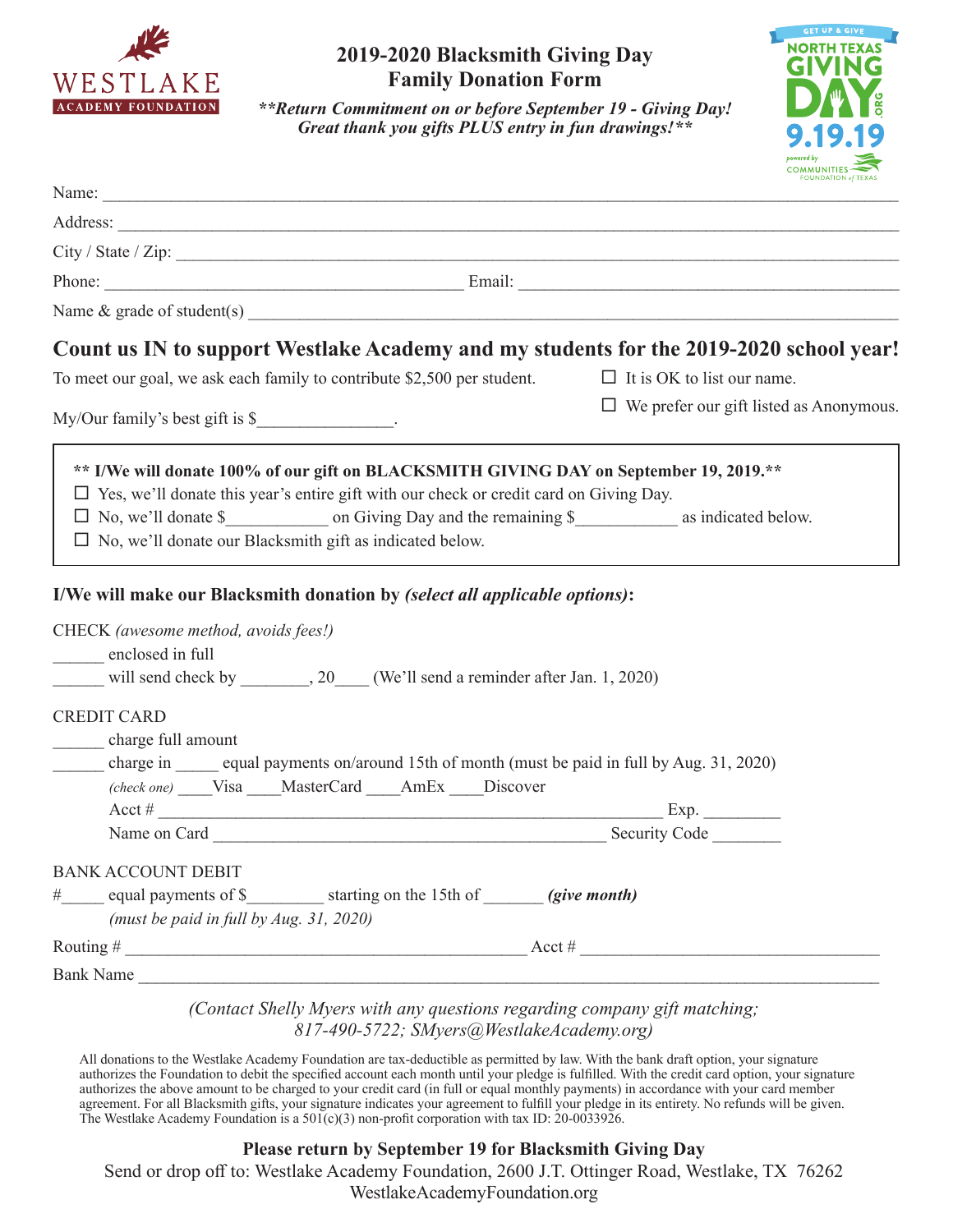# 2019-2020 Blacksmith Giving Day
# Family Donation Form

***Return Commitment on or before September 19 - Giving Day!**
***Great thank you gifts PLUS entry in fun drawings!***

Name: ___________________________________________________________

Address: ___________________________________________________________

City / State / Zip: ___________________________________________________________

Phone: _____________________________ Email: _____________________________

Name & grade of student(s) ___________________________________________________________

## Count us IN to support Westlake Academy and my students for the 2019-2020 school year!

To meet our goal, we ask each family to contribute $2,500 per student.

☐ It is OK to list our name.

☐ We prefer our gift listed as Anonymous.

My/Our family's best gift is $_______________.

**** I/We will donate 100% of our gift on BLACKSMITH GIVING DAY on September 19, 2019.****

☐ Yes, we'll donate this year's entire gift with our check or credit card on Giving Day.

☐ No, we'll donate $___________ on Giving Day and the remaining $___________ as indicated below.

☐ No, we'll donate our Blacksmith gift as indicated below.

**I/We will make our Blacksmith donation by *(select all applicable options)*:**

CHECK *(awesome method, avoids fees!)*

______ enclosed in full

______ will send check by ________, 20____ (We'll send a reminder after Jan. 1, 2020)

CREDIT CARD

______ charge full amount

______ charge in _____ equal payments on/around 15th of month (must be paid in full by Aug. 31, 2020)

*(check one)* ____Visa ____MasterCard ____AmEx ____Discover

Acct # ___________________________________________ Exp. _________

Name on Card ___________________________________ Security Code ________

BANK ACCOUNT DEBIT

#_____ equal payments of $_________ starting on the 15th of _______ ***(give month)***

*(must be paid in full by Aug. 31, 2020)*

Routing # ___________________________________ Acct # ___________________________

Bank Name ___________________________________________________________

*(Contact Shelly Myers with any questions regarding company gift matching; 817-490-5722; SMyers@WestlakeAcademy.org)*

All donations to the Westlake Academy Foundation are tax-deductible as permitted by law. With the bank draft option, your signature authorizes the Foundation to debit the specified account each month until your pledge is fulfilled. With the credit card option, your signature authorizes the above amount to be charged to your credit card (in full or equal monthly payments) in accordance with your card member agreement. For all Blacksmith gifts, your signature indicates your agreement to fulfill your pledge in its entirety. No refunds will be given. The Westlake Academy Foundation is a 501(c)(3) non-profit corporation with tax ID: 20-0033926.

**Please return by September 19 for Blacksmith Giving Day**

Send or drop off to: Westlake Academy Foundation, 2600 J.T. Ottinger Road, Westlake, TX 76262

WestlakeAcademyFoundation.org